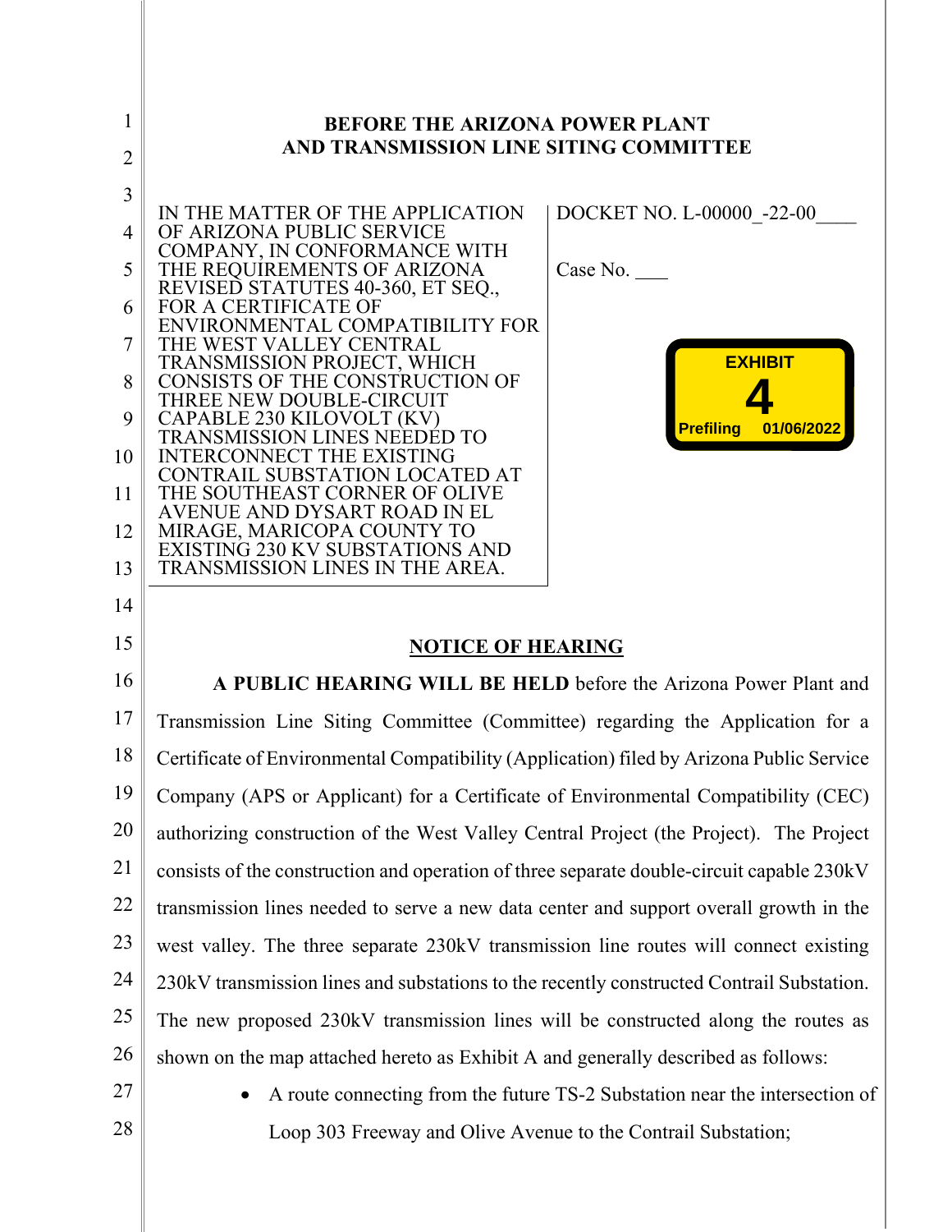**BEFORE THE ARIZONA POWER PLANT AND TRANSMISSION LINE SITING COMMITTEE**

| | |
|---|---|
| IN THE MATTER OF THE APPLICATION OF ARIZONA PUBLIC SERVICE COMPANY, IN CONFORMANCE WITH THE REQUIREMENTS OF ARIZONA REVISED STATUTES 40-360, ET SEQ., FOR A CERTIFICATE OF ENVIRONMENTAL COMPATIBILITY FOR THE WEST VALLEY CENTRAL TRANSMISSION PROJECT, WHICH CONSISTS OF THE CONSTRUCTION OF THREE NEW DOUBLE-CIRCUIT CAPABLE 230 KILOVOLT (KV) TRANSMISSION LINES NEEDED TO INTERCONNECT THE EXISTING CONTRAIL SUBSTATION LOCATED AT THE SOUTHEAST CORNER OF OLIVE AVENUE AND DYSART ROAD IN EL MIRAGE, MARICOPA COUNTY TO EXISTING 230 KV SUBSTATIONS AND TRANSMISSION LINES IN THE AREA. | DOCKET NO. L-00000_-22-00____<br><br>Case No. ___ |

EXHIBIT 4 Prefiling 01/06/2022

## NOTICE OF HEARING

**A PUBLIC HEARING WILL BE HELD** before the Arizona Power Plant and Transmission Line Siting Committee (Committee) regarding the Application for a Certificate of Environmental Compatibility (Application) filed by Arizona Public Service Company (APS or Applicant) for a Certificate of Environmental Compatibility (CEC) authorizing construction of the West Valley Central Project (the Project). The Project consists of the construction and operation of three separate double-circuit capable 230kV transmission lines needed to serve a new data center and support overall growth in the west valley. The three separate 230kV transmission line routes will connect existing 230kV transmission lines and substations to the recently constructed Contrail Substation. The new proposed 230kV transmission lines will be constructed along the routes as shown on the map attached hereto as Exhibit A and generally described as follows:

- A route connecting from the future TS-2 Substation near the intersection of Loop 303 Freeway and Olive Avenue to the Contrail Substation;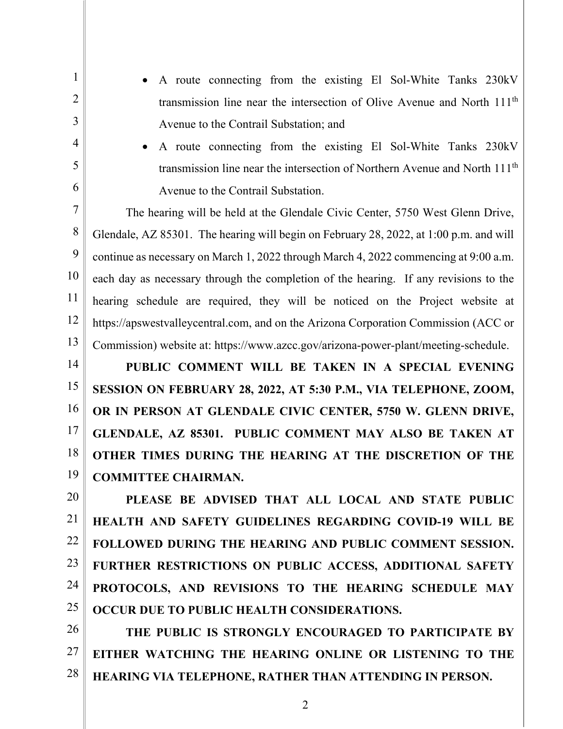- A route connecting from the existing El Sol-White Tanks 230kV transmission line near the intersection of Olive Avenue and North 111th Avenue to the Contrail Substation; and
- A route connecting from the existing El Sol-White Tanks 230kV transmission line near the intersection of Northern Avenue and North 111th Avenue to the Contrail Substation.

The hearing will be held at the Glendale Civic Center, 5750 West Glenn Drive, Glendale, AZ 85301. The hearing will begin on February 28, 2022, at 1:00 p.m. and will continue as necessary on March 1, 2022 through March 4, 2022 commencing at 9:00 a.m. each day as necessary through the completion of the hearing. If any revisions to the hearing schedule are required, they will be noticed on the Project website at https://apswestvalleycentral.com, and on the Arizona Corporation Commission (ACC or Commission) website at: https://www.azcc.gov/arizona-power-plant/meeting-schedule.

**PUBLIC COMMENT WILL BE TAKEN IN A SPECIAL EVENING SESSION ON FEBRUARY 28, 2022, AT 5:30 P.M., VIA TELEPHONE, ZOOM, OR IN PERSON AT GLENDALE CIVIC CENTER, 5750 W. GLENN DRIVE, GLENDALE, AZ 85301. PUBLIC COMMENT MAY ALSO BE TAKEN AT OTHER TIMES DURING THE HEARING AT THE DISCRETION OF THE COMMITTEE CHAIRMAN.**

**PLEASE BE ADVISED THAT ALL LOCAL AND STATE PUBLIC HEALTH AND SAFETY GUIDELINES REGARDING COVID-19 WILL BE FOLLOWED DURING THE HEARING AND PUBLIC COMMENT SESSION. FURTHER RESTRICTIONS ON PUBLIC ACCESS, ADDITIONAL SAFETY PROTOCOLS, AND REVISIONS TO THE HEARING SCHEDULE MAY OCCUR DUE TO PUBLIC HEALTH CONSIDERATIONS.**

**THE PUBLIC IS STRONGLY ENCOURAGED TO PARTICIPATE BY EITHER WATCHING THE HEARING ONLINE OR LISTENING TO THE HEARING VIA TELEPHONE, RATHER THAN ATTENDING IN PERSON.**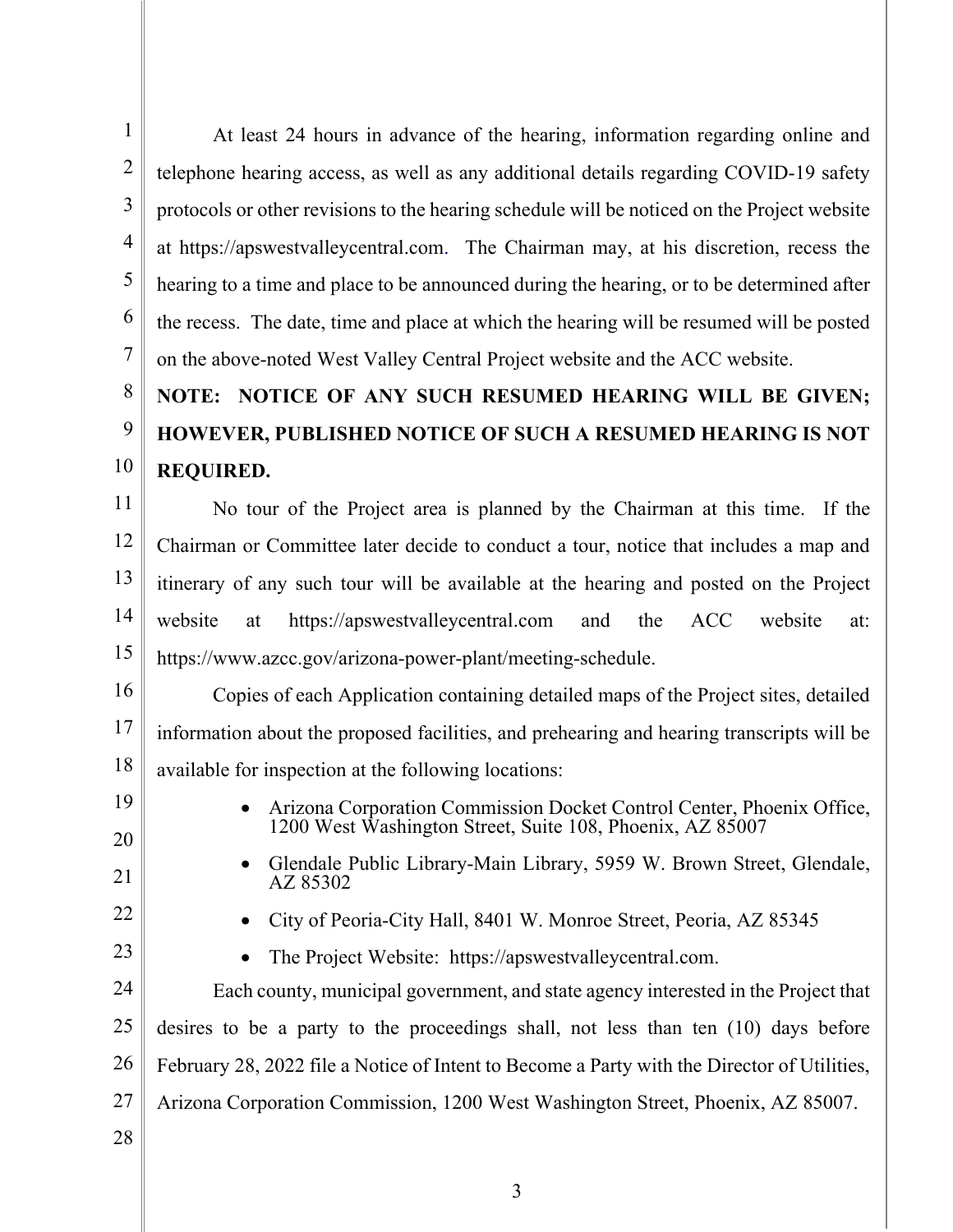At least 24 hours in advance of the hearing, information regarding online and telephone hearing access, as well as any additional details regarding COVID-19 safety protocols or other revisions to the hearing schedule will be noticed on the Project website at https://apswestvalleycentral.com. The Chairman may, at his discretion, recess the hearing to a time and place to be announced during the hearing, or to be determined after the recess. The date, time and place at which the hearing will be resumed will be posted on the above-noted West Valley Central Project website and the ACC website.

**NOTE: NOTICE OF ANY SUCH RESUMED HEARING WILL BE GIVEN; HOWEVER, PUBLISHED NOTICE OF SUCH A RESUMED HEARING IS NOT REQUIRED.**

No tour of the Project area is planned by the Chairman at this time. If the Chairman or Committee later decide to conduct a tour, notice that includes a map and itinerary of any such tour will be available at the hearing and posted on the Project website at https://apswestvalleycentral.com and the ACC website at: https://www.azcc.gov/arizona-power-plant/meeting-schedule.

Copies of each Application containing detailed maps of the Project sites, detailed information about the proposed facilities, and prehearing and hearing transcripts will be available for inspection at the following locations:

- Arizona Corporation Commission Docket Control Center, Phoenix Office, 1200 West Washington Street, Suite 108, Phoenix, AZ 85007
- Glendale Public Library-Main Library, 5959 W. Brown Street, Glendale, AZ 85302
- City of Peoria-City Hall, 8401 W. Monroe Street, Peoria, AZ 85345
- The Project Website: https://apswestvalleycentral.com.

Each county, municipal government, and state agency interested in the Project that desires to be a party to the proceedings shall, not less than ten (10) days before February 28, 2022 file a Notice of Intent to Become a Party with the Director of Utilities, Arizona Corporation Commission, 1200 West Washington Street, Phoenix, AZ 85007.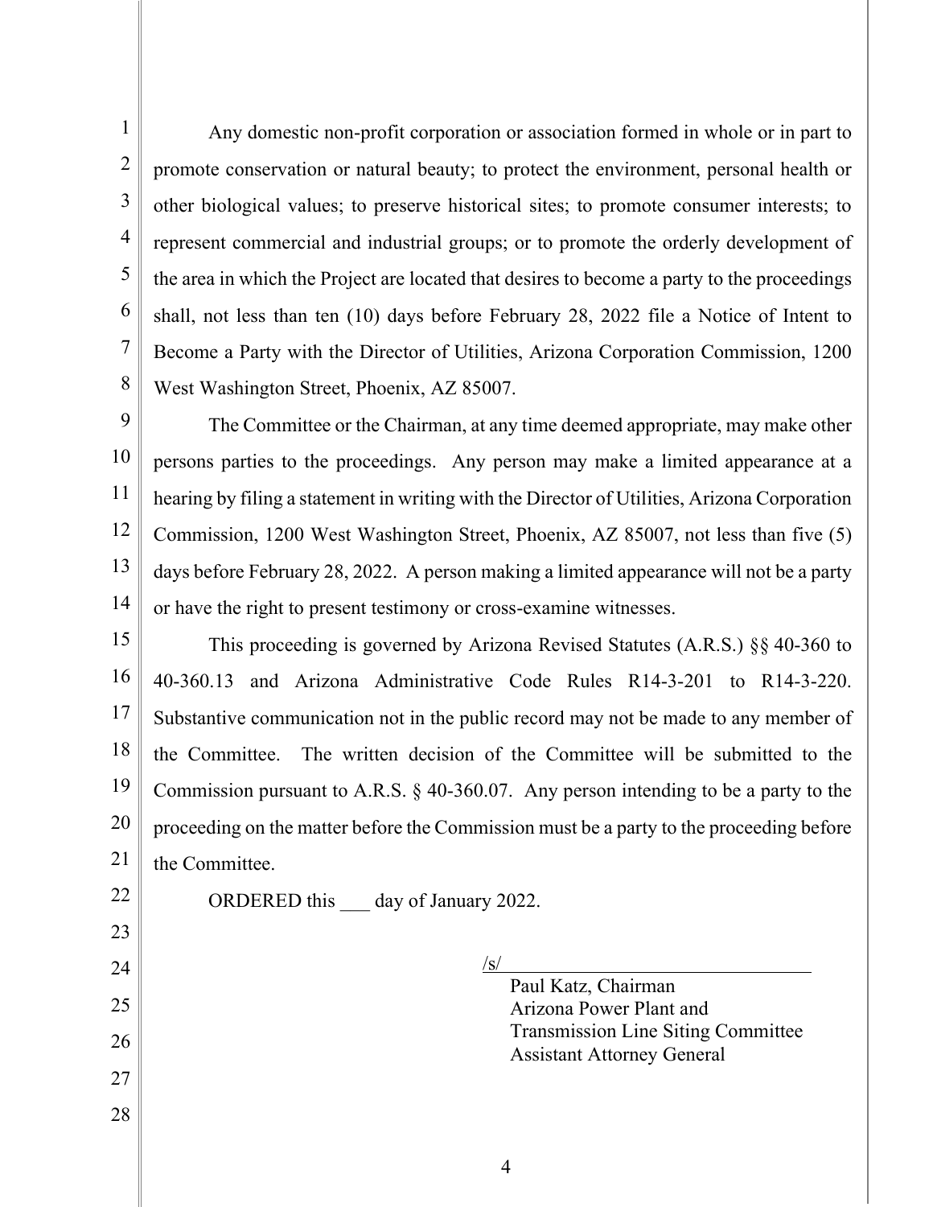Any domestic non-profit corporation or association formed in whole or in part to promote conservation or natural beauty; to protect the environment, personal health or other biological values; to preserve historical sites; to promote consumer interests; to represent commercial and industrial groups; or to promote the orderly development of the area in which the Project are located that desires to become a party to the proceedings shall, not less than ten (10) days before February 28, 2022 file a Notice of Intent to Become a Party with the Director of Utilities, Arizona Corporation Commission, 1200 West Washington Street, Phoenix, AZ 85007.

The Committee or the Chairman, at any time deemed appropriate, may make other persons parties to the proceedings. Any person may make a limited appearance at a hearing by filing a statement in writing with the Director of Utilities, Arizona Corporation Commission, 1200 West Washington Street, Phoenix, AZ 85007, not less than five (5) days before February 28, 2022. A person making a limited appearance will not be a party or have the right to present testimony or cross-examine witnesses.

This proceeding is governed by Arizona Revised Statutes (A.R.S.) §§ 40-360 to 40-360.13 and Arizona Administrative Code Rules R14-3-201 to R14-3-220. Substantive communication not in the public record may not be made to any member of the Committee. The written decision of the Committee will be submitted to the Commission pursuant to A.R.S. § 40-360.07. Any person intending to be a party to the proceeding on the matter before the Commission must be a party to the proceeding before the Committee.

ORDERED this ___ day of January 2022.

/s/

Paul Katz, Chairman
Arizona Power Plant and
Transmission Line Siting Committee
Assistant Attorney General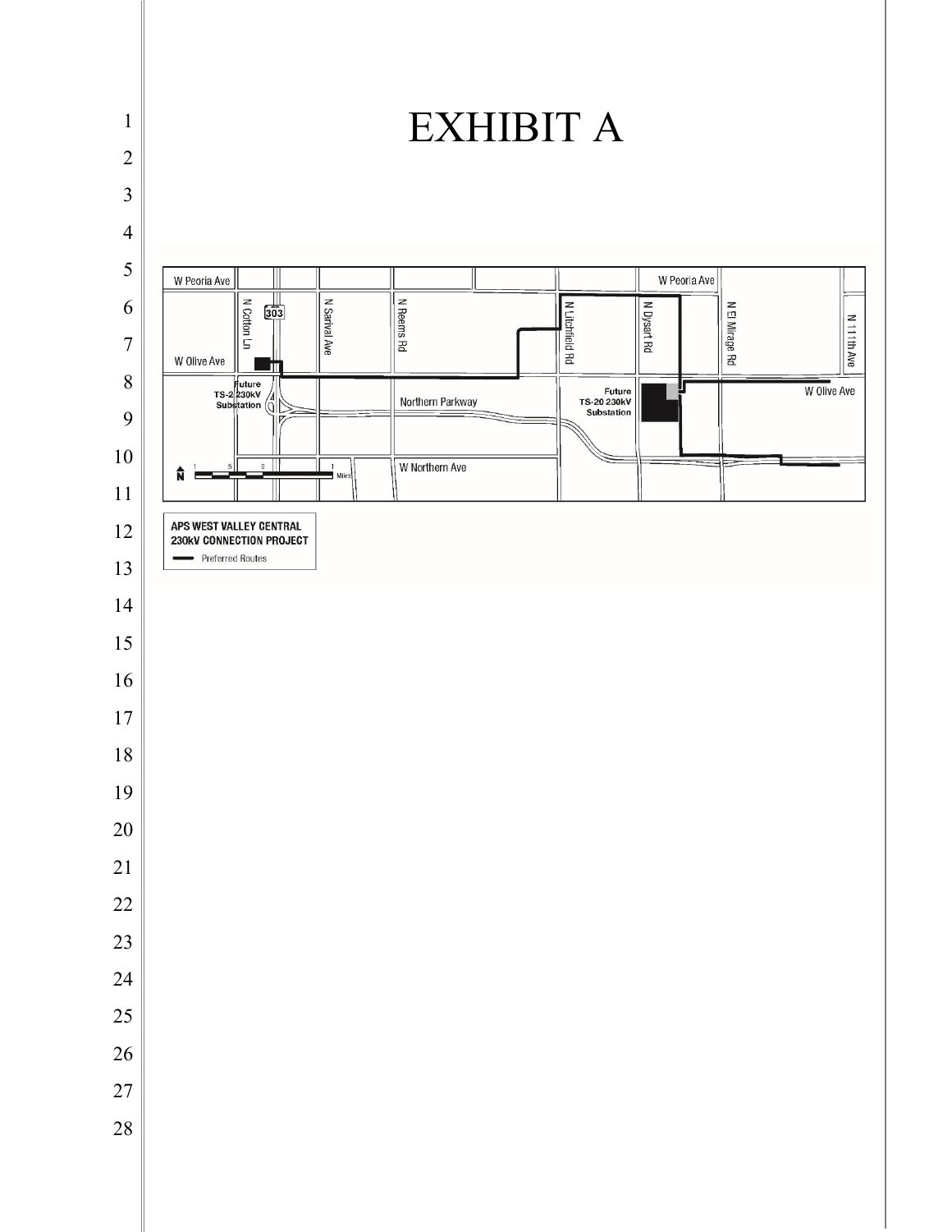# EXHIBIT A

W Peoria Ave

W Peoria Ave

N Cotton Ln

303

N Sarival Ave

N Reems Rd

N Litchfield Rd

N Dysart Rd

N El Mirage Rd

N 111th Ave

W Olive Ave

W Olive Ave

Future TS-2 230kV Substation

Northern Parkway

Future TS-20 230kV Substation

W Northern Ave

N

1 .5 0 1 Miles

**APS WEST VALLEY CENTRAL 230kV CONNECTION PROJECT**

Preferred Routes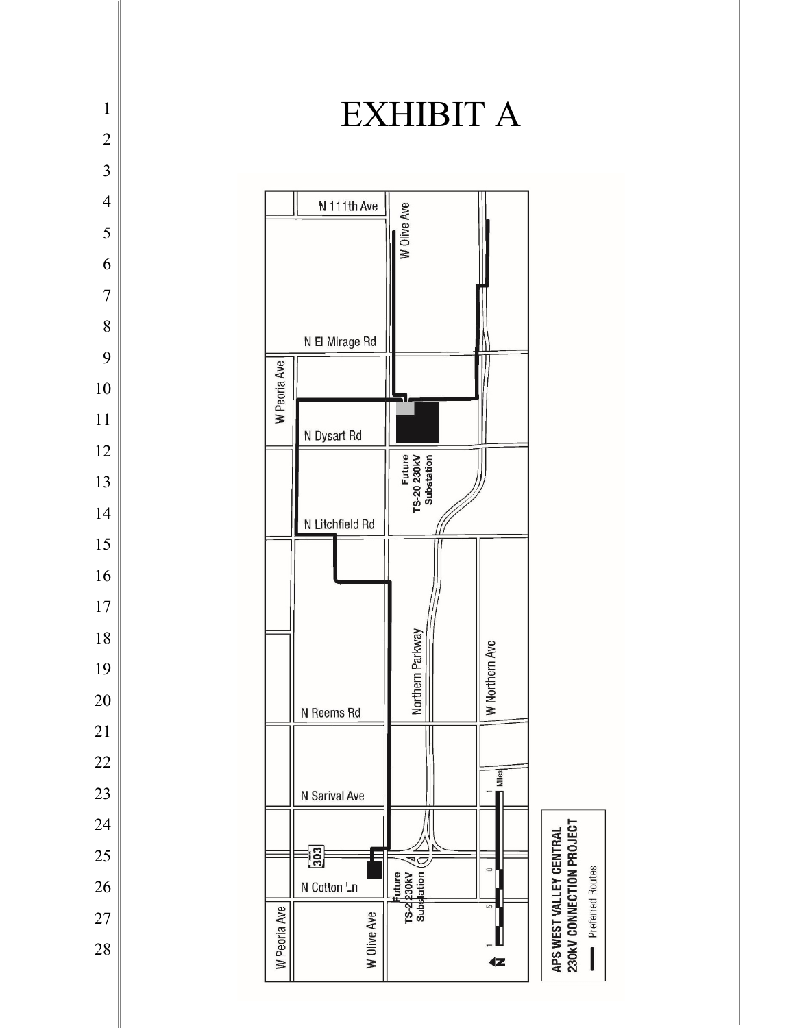# EXHIBIT A

N 111th Ave

W Olive Ave

N El Mirage Rd

W Peoria Ave

N Dysart Rd

Future TS-20 230kV Substation

N Litchfield Rd

Northern Parkway

W Northern Ave

N Reems Rd

N Sarival Ave

303

N Cotton Ln

Future TS-2 230kV Substation

W Peoria Ave

W Olive Ave

1 .5 0 1 Miles

N

APS WEST VALLEY CENTRAL 230kV CONNECTION PROJECT

Preferred Routes